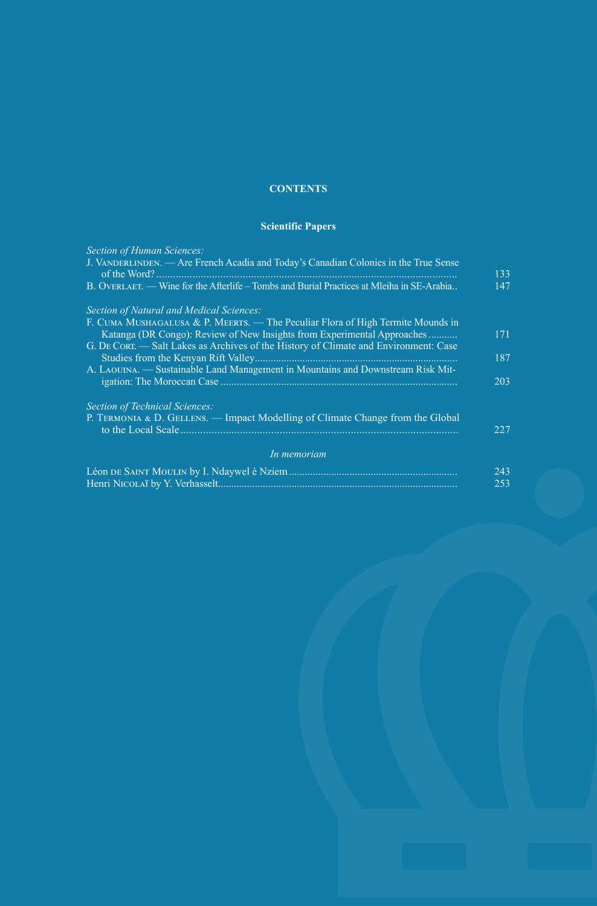# CONTENTS

## Scientific Papers

*Section of Human Sciences:*

J. Vanderlinden. — Are French Acadia and Today's Canadian Colonies in the True Sense of the Word? ... 133

B. Overlaet. — Wine for the Afterlife – Tombs and Burial Practices at Mleiha in SE-Arabia.. 147

*Section of Natural and Medical Sciences:*

F. Cuma Mushagalusa & P. Meerts. — The Peculiar Flora of High Termite Mounds in Katanga (DR Congo): Review of New Insights from Experimental Approaches ... 171

G. De Cort. — Salt Lakes as Archives of the History of Climate and Environment: Case Studies from the Kenyan Rift Valley ... 187

A. Laouina. — Sustainable Land Management in Mountains and Downstream Risk Mitigation: The Moroccan Case ... 203

*Section of Technical Sciences:*

P. Termonia & D. Gellens. — Impact Modelling of Climate Change from the Global to the Local Scale ... 227

*In memoriam*

Léon de Saint Moulin by I. Ndaywel è Nziem ... 243

Henri Nicolaï by Y. Verhasselt ... 253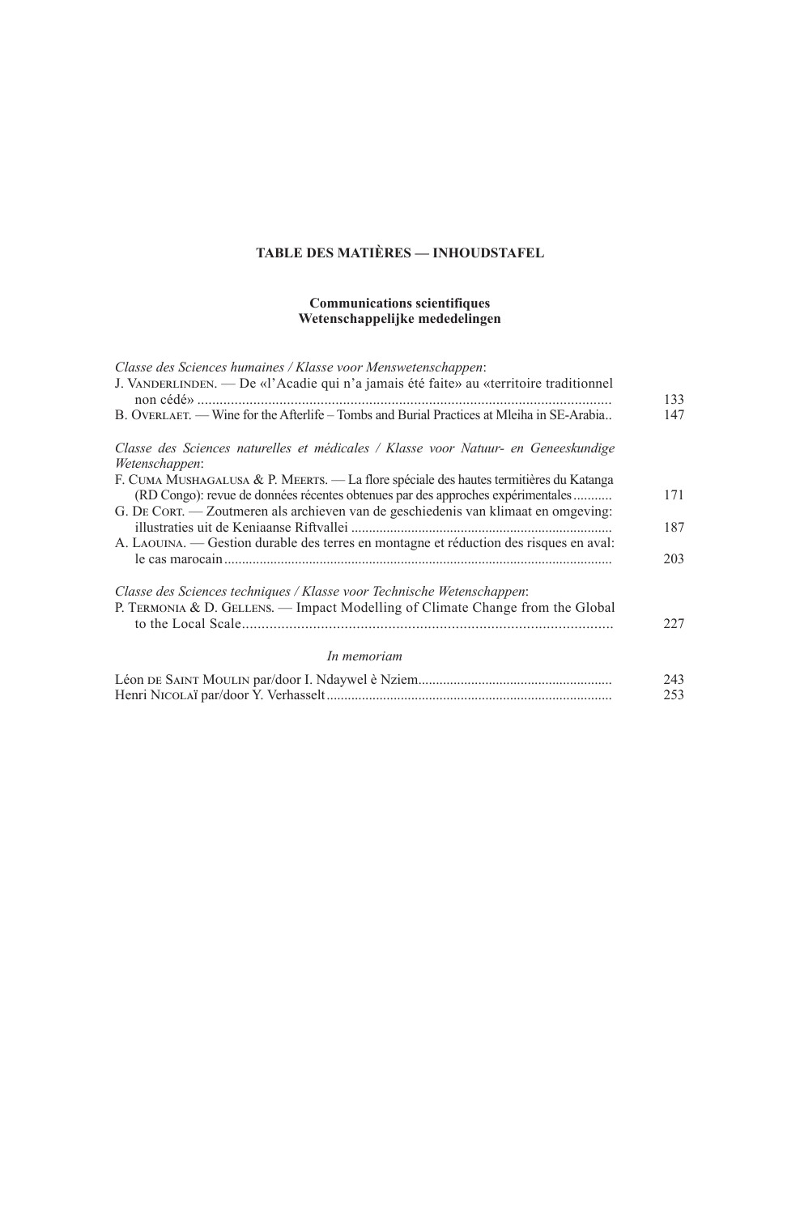## TABLE DES MATIÈRES — INHOUDSTAFEL

### Communications scientifiques
### Wetenschappelijke mededelingen

*Classe des Sciences humaines / Klasse voor Menswetenschappen*:

J. Vanderlinden. — De «l'Acadie qui n'a jamais été faite» au «territoire traditionnel non cédé» ............................................................. 133

B. Overlaet. — Wine for the Afterlife – Tombs and Burial Practices at Mleiha in SE-Arabia.. 147

*Classe des Sciences naturelles et médicales / Klasse voor Natuur- en Geneeskundige Wetenschappen*:

F. Cuma Mushagalusa & P. Meerts. — La flore spéciale des hautes termitières du Katanga (RD Congo): revue de données récentes obtenues par des approches expérimentales .......... 171

G. De Cort. — Zoutmeren als archieven van de geschiedenis van klimaat en omgeving: illustraties uit de Keniaanse Riftvallei ............................................................. 187

A. Laouina. — Gestion durable des terres en montagne et réduction des risques en aval: le cas marocain ............................................................. 203

*Classe des Sciences techniques / Klasse voor Technische Wetenschappen*:

P. Termonia & D. Gellens. — Impact Modelling of Climate Change from the Global to the Local Scale ............................................................. 227

*In memoriam*

Léon de Saint Moulin par/door I. Ndaywel è Nziem ............................................................. 243

Henri Nicolaï par/door Y. Verhasselt ............................................................. 253